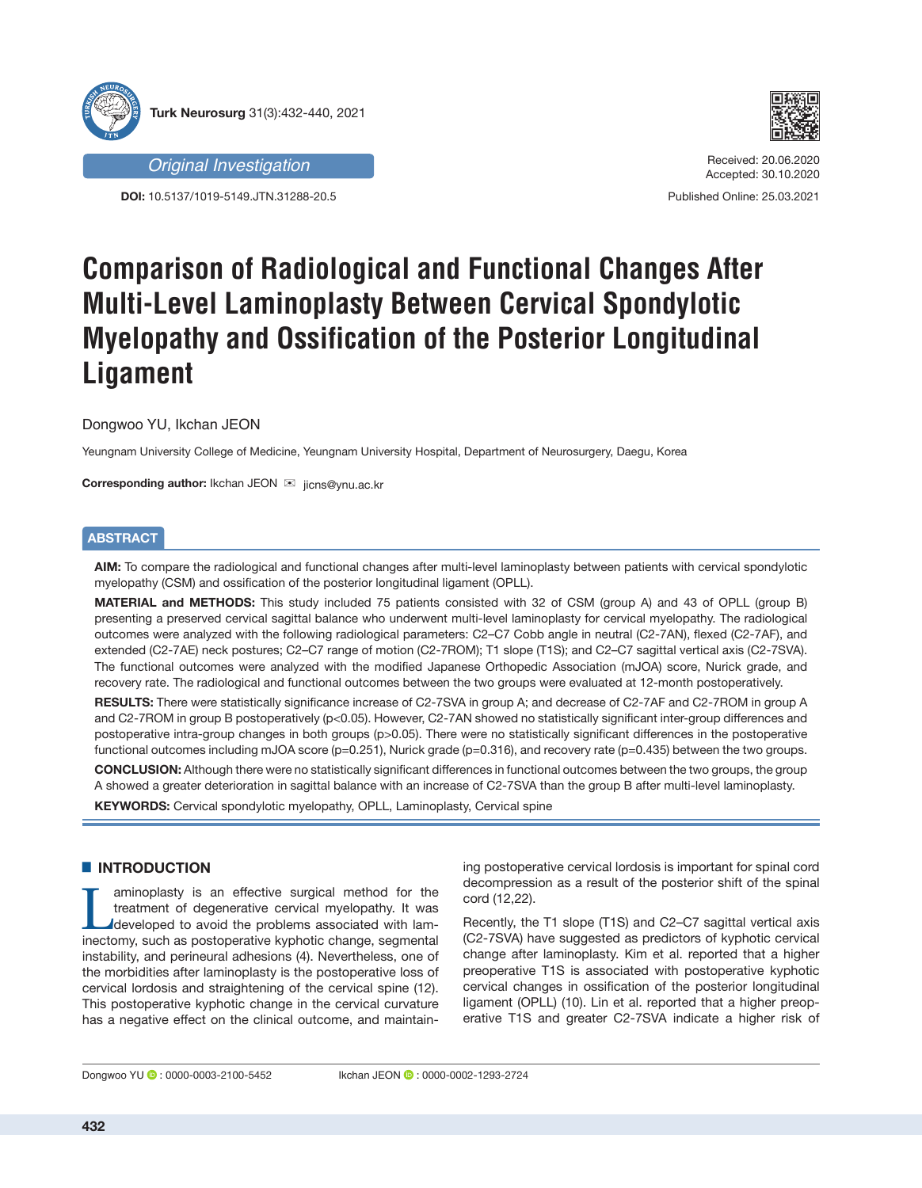Original Investigation

DOI: 10.5137/1019-5149.JTN.31288-20.5

Received: 20.06.2020
Accepted: 30.10.2020

Published Online: 25.03.2021

# Comparison of Radiological and Functional Changes After Multi-Level Laminoplasty Between Cervical Spondylotic Myelopathy and Ossification of the Posterior Longitudinal Ligament

Dongwoo YU, Ikchan JEON

Yeungnam University College of Medicine, Yeungnam University Hospital, Department of Neurosurgery, Daegu, Korea

**Corresponding author:** Ikchan JEON ✉ jicns@ynu.ac.kr

## ABSTRACT

**AIM:** To compare the radiological and functional changes after multi-level laminoplasty between patients with cervical spondylotic myelopathy (CSM) and ossification of the posterior longitudinal ligament (OPLL).

**MATERIAL and METHODS:** This study included 75 patients consisted with 32 of CSM (group A) and 43 of OPLL (group B) presenting a preserved cervical sagittal balance who underwent multi-level laminoplasty for cervical myelopathy. The radiological outcomes were analyzed with the following radiological parameters: C2–C7 Cobb angle in neutral (C2-7AN), flexed (C2-7AF), and extended (C2-7AE) neck postures; C2–C7 range of motion (C2-7ROM); T1 slope (T1S); and C2–C7 sagittal vertical axis (C2-7SVA). The functional outcomes were analyzed with the modified Japanese Orthopedic Association (mJOA) score, Nurick grade, and recovery rate. The radiological and functional outcomes between the two groups were evaluated at 12-month postoperatively.

**RESULTS:** There were statistically significance increase of C2-7SVA in group A; and decrease of C2-7AF and C2-7ROM in group A and C2-7ROM in group B postoperatively ($p<0.05$). However, C2-7AN showed no statistically significant inter-group differences and postoperative intra-group changes in both groups ($p>0.05$). There were no statistically significant differences in the postoperative functional outcomes including mJOA score ($p=0.251$), Nurick grade ($p=0.316$), and recovery rate ($p=0.435$) between the two groups.

**CONCLUSION:** Although there were no statistically significant differences in functional outcomes between the two groups, the group A showed a greater deterioration in sagittal balance with an increase of C2-7SVA than the group B after multi-level laminoplasty.

**KEYWORDS:** Cervical spondylotic myelopathy, OPLL, Laminoplasty, Cervical spine

## INTRODUCTION

Laminoplasty is an effective surgical method for the treatment of degenerative cervical myelopathy. It was developed to avoid the problems associated with laminectomy, such as postoperative kyphotic change, segmental instability, and perineural adhesions (4). Nevertheless, one of the morbidities after laminoplasty is the postoperative loss of cervical lordosis and straightening of the cervical spine (12). This postoperative kyphotic change in the cervical curvature has a negative effect on the clinical outcome, and maintaining postoperative cervical lordosis is important for spinal cord decompression as a result of the posterior shift of the spinal cord (12,22).

Recently, the T1 slope (T1S) and C2–C7 sagittal vertical axis (C2-7SVA) have suggested as predictors of kyphotic cervical change after laminoplasty. Kim et al. reported that a higher preoperative T1S is associated with postoperative kyphotic cervical changes in ossification of the posterior longitudinal ligament (OPLL) (10). Lin et al. reported that a higher preoperative T1S and greater C2-7SVA indicate a higher risk of

Dongwoo YU : 0000-0003-2100-5452 Ikchan JEON : 0000-0002-1293-2724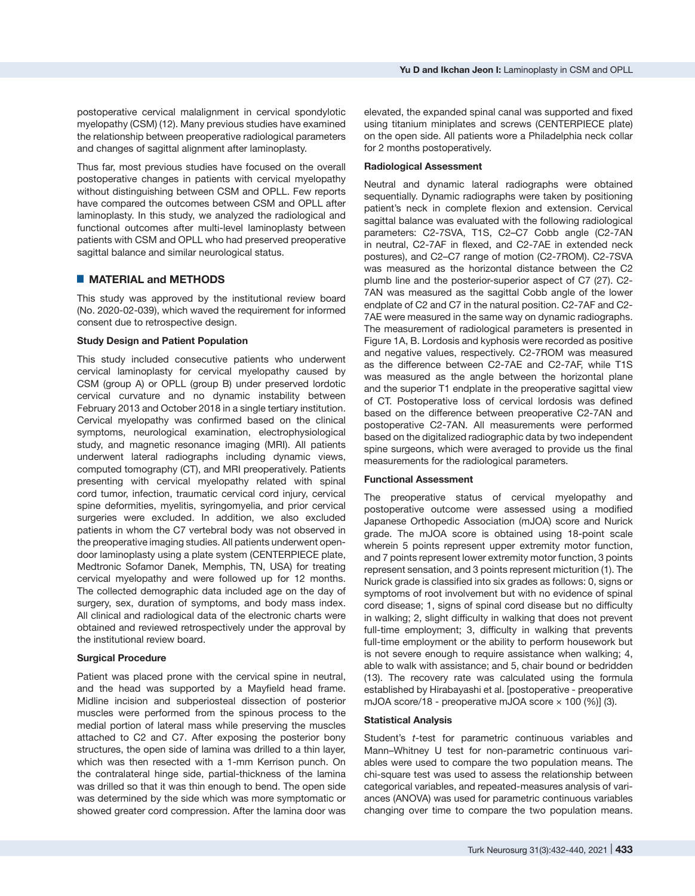postoperative cervical malalignment in cervical spondylotic myelopathy (CSM) (12). Many previous studies have examined the relationship between preoperative radiological parameters and changes of sagittal alignment after laminoplasty.

Thus far, most previous studies have focused on the overall postoperative changes in patients with cervical myelopathy without distinguishing between CSM and OPLL. Few reports have compared the outcomes between CSM and OPLL after laminoplasty. In this study, we analyzed the radiological and functional outcomes after multi-level laminoplasty between patients with CSM and OPLL who had preserved preoperative sagittal balance and similar neurological status.

## MATERIAL and METHODS

This study was approved by the institutional review board (No. 2020-02-039), which waved the requirement for informed consent due to retrospective design.

### Study Design and Patient Population

This study included consecutive patients who underwent cervical laminoplasty for cervical myelopathy caused by CSM (group A) or OPLL (group B) under preserved lordotic cervical curvature and no dynamic instability between February 2013 and October 2018 in a single tertiary institution. Cervical myelopathy was confirmed based on the clinical symptoms, neurological examination, electrophysiological study, and magnetic resonance imaging (MRI). All patients underwent lateral radiographs including dynamic views, computed tomography (CT), and MRI preoperatively. Patients presenting with cervical myelopathy related with spinal cord tumor, infection, traumatic cervical cord injury, cervical spine deformities, myelitis, syringomyelia, and prior cervical surgeries were excluded. In addition, we also excluded patients in whom the C7 vertebral body was not observed in the preoperative imaging studies. All patients underwent open-door laminoplasty using a plate system (CENTERPIECE plate, Medtronic Sofamor Danek, Memphis, TN, USA) for treating cervical myelopathy and were followed up for 12 months. The collected demographic data included age on the day of surgery, sex, duration of symptoms, and body mass index. All clinical and radiological data of the electronic charts were obtained and reviewed retrospectively under the approval by the institutional review board.

### Surgical Procedure

Patient was placed prone with the cervical spine in neutral, and the head was supported by a Mayfield head frame. Midline incision and subperiosteal dissection of posterior muscles were performed from the spinous process to the medial portion of lateral mass while preserving the muscles attached to C2 and C7. After exposing the posterior bony structures, the open side of lamina was drilled to a thin layer, which was then resected with a 1-mm Kerrison punch. On the contralateral hinge side, partial-thickness of the lamina was drilled so that it was thin enough to bend. The open side was determined by the side which was more symptomatic or showed greater cord compression. After the lamina door was elevated, the expanded spinal canal was supported and fixed using titanium miniplates and screws (CENTERPIECE plate) on the open side. All patients wore a Philadelphia neck collar for 2 months postoperatively.

### Radiological Assessment

Neutral and dynamic lateral radiographs were obtained sequentially. Dynamic radiographs were taken by positioning patient's neck in complete flexion and extension. Cervical sagittal balance was evaluated with the following radiological parameters: C2-7SVA, T1S, C2–C7 Cobb angle (C2-7AN in neutral, C2-7AF in flexed, and C2-7AE in extended neck postures), and C2–C7 range of motion (C2-7ROM). C2-7SVA was measured as the horizontal distance between the C2 plumb line and the posterior-superior aspect of C7 (27). C2-7AN was measured as the sagittal Cobb angle of the lower endplate of C2 and C7 in the natural position. C2-7AF and C2-7AE were measured in the same way on dynamic radiographs. The measurement of radiological parameters is presented in Figure 1A, B. Lordosis and kyphosis were recorded as positive and negative values, respectively. C2-7ROM was measured as the difference between C2-7AE and C2-7AF, while T1S was measured as the angle between the horizontal plane and the superior T1 endplate in the preoperative sagittal view of CT. Postoperative loss of cervical lordosis was defined based on the difference between preoperative C2-7AN and postoperative C2-7AN. All measurements were performed based on the digitalized radiographic data by two independent spine surgeons, which were averaged to provide us the final measurements for the radiological parameters.

### Functional Assessment

The preoperative status of cervical myelopathy and postoperative outcome were assessed using a modified Japanese Orthopedic Association (mJOA) score and Nurick grade. The mJOA score is obtained using 18-point scale wherein 5 points represent upper extremity motor function, and 7 points represent lower extremity motor function, 3 points represent sensation, and 3 points represent micturition (1). The Nurick grade is classified into six grades as follows: 0, signs or symptoms of root involvement but with no evidence of spinal cord disease; 1, signs of spinal cord disease but no difficulty in walking; 2, slight difficulty in walking that does not prevent full-time employment; 3, difficulty in walking that prevents full-time employment or the ability to perform housework but is not severe enough to require assistance when walking; 4, able to walk with assistance; and 5, chair bound or bedridden (13). The recovery rate was calculated using the formula established by Hirabayashi et al. [postoperative - preoperative mJOA score/18 - preoperative mJOA score × 100 (%)] (3).

### Statistical Analysis

Student's *t*-test for parametric continuous variables and Mann–Whitney U test for non-parametric continuous variables were used to compare the two population means. The chi-square test was used to assess the relationship between categorical variables, and repeated-measures analysis of variances (ANOVA) was used for parametric continuous variables changing over time to compare the two population means.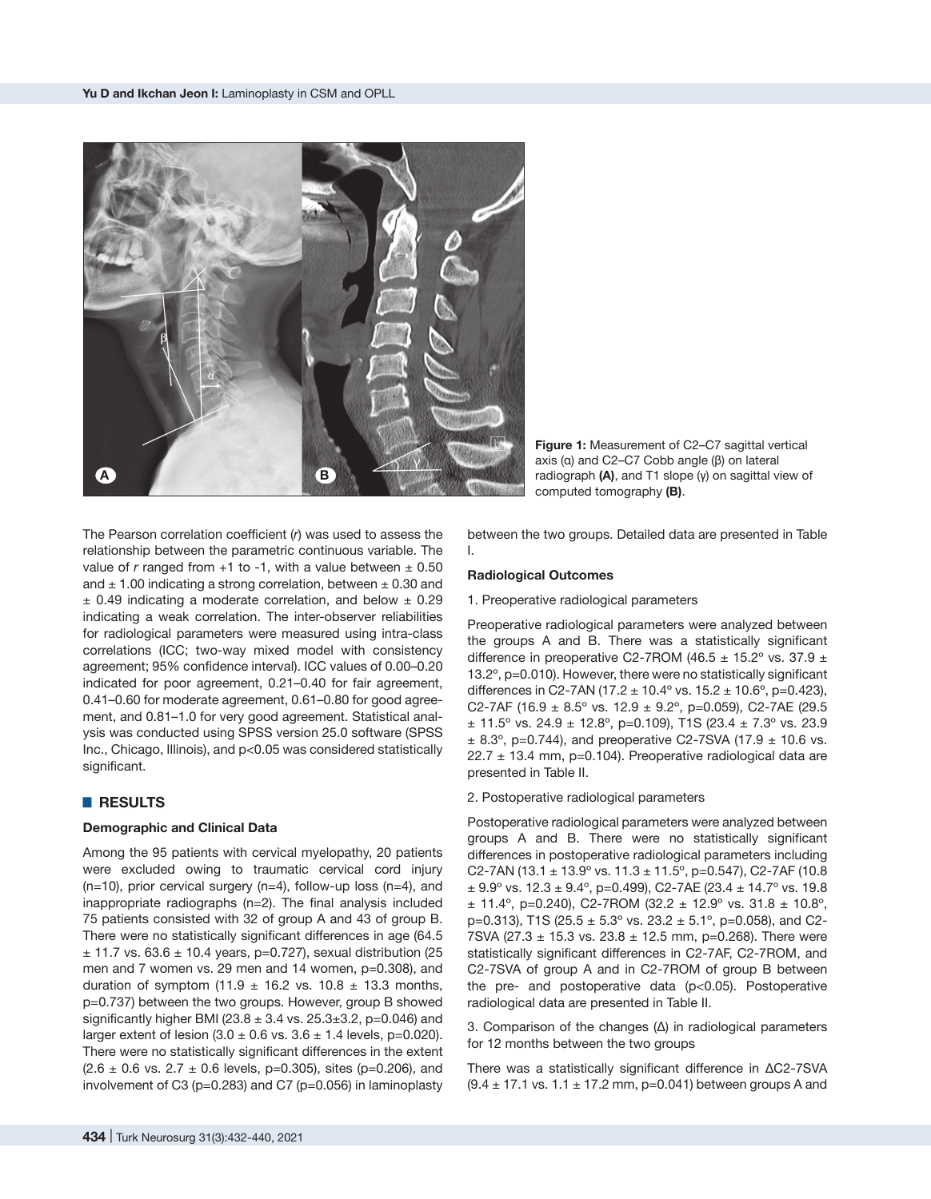Figure 1: Measurement of C2–C7 sagittal vertical axis (α) and C2–C7 Cobb angle (β) on lateral radiograph **(A)**, and T1 slope (γ) on sagittal view of computed tomography **(B)**.

The Pearson correlation coefficient (*r*) was used to assess the relationship between the parametric continuous variable. The value of *r* ranged from +1 to -1, with a value between ± 0.50 and ± 1.00 indicating a strong correlation, between ± 0.30 and ± 0.49 indicating a moderate correlation, and below ± 0.29 indicating a weak correlation. The inter-observer reliabilities for radiological parameters were measured using intra-class correlations (ICC; two-way mixed model with consistency agreement; 95% confidence interval). ICC values of 0.00–0.20 indicated for poor agreement, 0.21–0.40 for fair agreement, 0.41–0.60 for moderate agreement, 0.61–0.80 for good agreement, and 0.81–1.0 for very good agreement. Statistical analysis was conducted using SPSS version 25.0 software (SPSS Inc., Chicago, Illinois), and p<0.05 was considered statistically significant.

## RESULTS

### Demographic and Clinical Data

Among the 95 patients with cervical myelopathy, 20 patients were excluded owing to traumatic cervical cord injury (n=10), prior cervical surgery (n=4), follow-up loss (n=4), and inappropriate radiographs (n=2). The final analysis included 75 patients consisted with 32 of group A and 43 of group B. There were no statistically significant differences in age (64.5 ± 11.7 vs. 63.6 ± 10.4 years, p=0.727), sexual distribution (25 men and 7 women vs. 29 men and 14 women, p=0.308), and duration of symptom (11.9 ± 16.2 vs. 10.8 ± 13.3 months, p=0.737) between the two groups. However, group B showed significantly higher BMI (23.8 ± 3.4 vs. 25.3±3.2, p=0.046) and larger extent of lesion (3.0 ± 0.6 vs. 3.6 ± 1.4 levels, p=0.020). There were no statistically significant differences in the extent (2.6 ± 0.6 vs. 2.7 ± 0.6 levels, p=0.305), sites (p=0.206), and involvement of C3 (p=0.283) and C7 (p=0.056) in laminoplasty between the two groups. Detailed data are presented in Table I.

### Radiological Outcomes

1. Preoperative radiological parameters

Preoperative radiological parameters were analyzed between the groups A and B. There was a statistically significant difference in preoperative C2-7ROM (46.5 ± 15.2° vs. 37.9 ± 13.2°, p=0.010). However, there were no statistically significant differences in C2-7AN (17.2 ± 10.4° vs. 15.2 ± 10.6°, p=0.423), C2-7AF (16.9 ± 8.5° vs. 12.9 ± 9.2°, p=0.059), C2-7AE (29.5 ± 11.5° vs. 24.9 ± 12.8°, p=0.109), T1S (23.4 ± 7.3° vs. 23.9 ± 8.3°, p=0.744), and preoperative C2-7SVA (17.9 ± 10.6 vs. 22.7 ± 13.4 mm, p=0.104). Preoperative radiological data are presented in Table II.

2. Postoperative radiological parameters

Postoperative radiological parameters were analyzed between groups A and B. There were no statistically significant differences in postoperative radiological parameters including C2-7AN (13.1 ± 13.9° vs. 11.3 ± 11.5°, p=0.547), C2-7AF (10.8 ± 9.9° vs. 12.3 ± 9.4°, p=0.499), C2-7AE (23.4 ± 14.7° vs. 19.8 ± 11.4°, p=0.240), C2-7ROM (32.2 ± 12.9° vs. 31.8 ± 10.8°, p=0.313), T1S (25.5 ± 5.3° vs. 23.2 ± 5.1°, p=0.058), and C2-7SVA (27.3 ± 15.3 vs. 23.8 ± 12.5 mm, p=0.268). There were statistically significant differences in C2-7AF, C2-7ROM, and C2-7SVA of group A and in C2-7ROM of group B between the pre- and postoperative data (p<0.05). Postoperative radiological data are presented in Table II.

3. Comparison of the changes (Δ) in radiological parameters for 12 months between the two groups

There was a statistically significant difference in ΔC2-7SVA (9.4 ± 17.1 vs. 1.1 ± 17.2 mm, p=0.041) between groups A and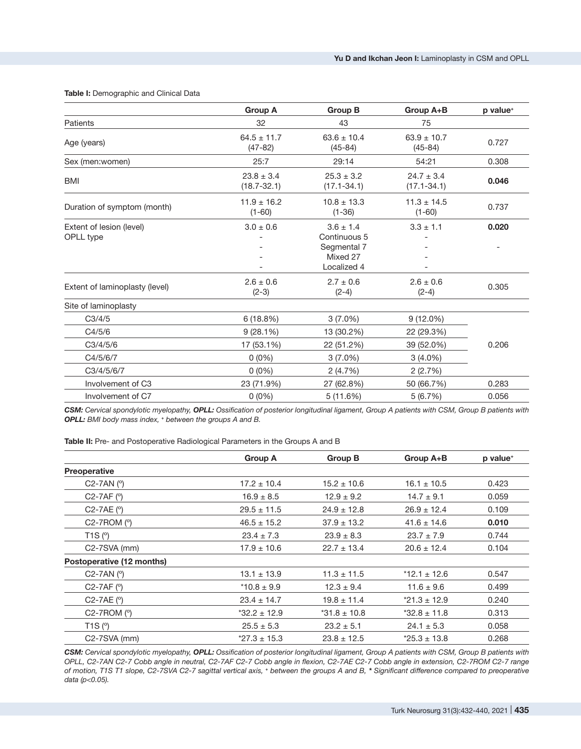**Table I:** Demographic and Clinical Data

| | Group A | Group B | Group A+B | p value⁺ |
|---|---|---|---|---|
| Patients | 32 | 43 | 75 | |
| Age (years) | 64.5 ± 11.7 (47-82) | 63.6 ± 10.4 (45-84) | 63.9 ± 10.7 (45-84) | 0.727 |
| Sex (men:women) | 25:7 | 29:14 | 54:21 | 0.308 |
| BMI | 23.8 ± 3.4 (18.7-32.1) | 25.3 ± 3.2 (17.1-34.1) | 24.7 ± 3.4 (17.1-34.1) | **0.046** |
| Duration of symptom (month) | 11.9 ± 16.2 (1-60) | 10.8 ± 13.3 (1-36) | 11.3 ± 14.5 (1-60) | 0.737 |
| Extent of lesion (level) | 3.0 ± 0.6 | 3.6 ± 1.4 | 3.3 ± 1.1 | **0.020** |
| OPLL type | - | Continuous 5 | - | - |
| | - | Segmental 7 | - | |
| | - | Mixed 27 | - | |
| | - | Localized 4 | - | |
| Extent of laminoplasty (level) | 2.6 ± 0.6 (2-3) | 2.7 ± 0.6 (2-4) | 2.6 ± 0.6 (2-4) | 0.305 |
| Site of laminoplasty | | | | |
| C3/4/5 | 6 (18.8%) | 3 (7.0%) | 9 (12.0%) | 0.206 |
| C4/5/6 | 9 (28.1%) | 13 (30.2%) | 22 (29.3%) | |
| C3/4/5/6 | 17 (53.1%) | 22 (51.2%) | 39 (52.0%) | |
| C4/5/6/7 | 0 (0%) | 3 (7.0%) | 3 (4.0%) | |
| C3/4/5/6/7 | 0 (0%) | 2 (4.7%) | 2 (2.7%) | |
| Involvement of C3 | 23 (71.9%) | 27 (62.8%) | 50 (66.7%) | 0.283 |
| Involvement of C7 | 0 (0%) | 5 (11.6%) | 5 (6.7%) | 0.056 |

***CSM:*** *Cervical spondylotic myelopathy,* ***OPLL:*** *Ossification of posterior longitudinal ligament, Group A patients with CSM, Group B patients with* ***OPLL:*** *BMI body mass index, ⁺ between the groups A and B.*

**Table II:** Pre- and Postoperative Radiological Parameters in the Groups A and B

| | Group A | Group B | Group A+B | p value⁺ |
|---|---|---|---|---|
| **Preoperative** | | | | |
| C2-7AN (º) | 17.2 ± 10.4 | 15.2 ± 10.6 | 16.1 ± 10.5 | 0.423 |
| C2-7AF (º) | 16.9 ± 8.5 | 12.9 ± 9.2 | 14.7 ± 9.1 | 0.059 |
| C2-7AE (º) | 29.5 ± 11.5 | 24.9 ± 12.8 | 26.9 ± 12.4 | 0.109 |
| C2-7ROM (º) | 46.5 ± 15.2 | 37.9 ± 13.2 | 41.6 ± 14.6 | **0.010** |
| T1S (º) | 23.4 ± 7.3 | 23.9 ± 8.3 | 23.7 ± 7.9 | 0.744 |
| C2-7SVA (mm) | 17.9 ± 10.6 | 22.7 ± 13.4 | 20.6 ± 12.4 | 0.104 |
| **Postoperative (12 months)** | | | | |
| C2-7AN (º) | 13.1 ± 13.9 | 11.3 ± 11.5 | *12.1 ± 12.6 | 0.547 |
| C2-7AF (º) | *10.8 ± 9.9 | 12.3 ± 9.4 | 11.6 ± 9.6 | 0.499 |
| C2-7AE (º) | 23.4 ± 14.7 | 19.8 ± 11.4 | *21.3 ± 12.9 | 0.240 |
| C2-7ROM (º) | *32.2 ± 12.9 | *31.8 ± 10.8 | *32.8 ± 11.8 | 0.313 |
| T1S (º) | 25.5 ± 5.3 | 23.2 ± 5.1 | 24.1 ± 5.3 | 0.058 |
| C2-7SVA (mm) | *27.3 ± 15.3 | 23.8 ± 12.5 | *25.3 ± 13.8 | 0.268 |

***CSM:*** *Cervical spondylotic myelopathy,* ***OPLL:*** *Ossification of posterior longitudinal ligament, Group A patients with CSM, Group B patients with OPLL, C2-7AN C2-7 Cobb angle in neutral, C2-7AF C2-7 Cobb angle in flexion, C2-7AE C2-7 Cobb angle in extension, C2-7ROM C2-7 range of motion, T1S T1 slope, C2-7SVA C2-7 sagittal vertical axis, ⁺ between the groups A and B,* **\*** *Significant difference compared to preoperative data (p<0.05).*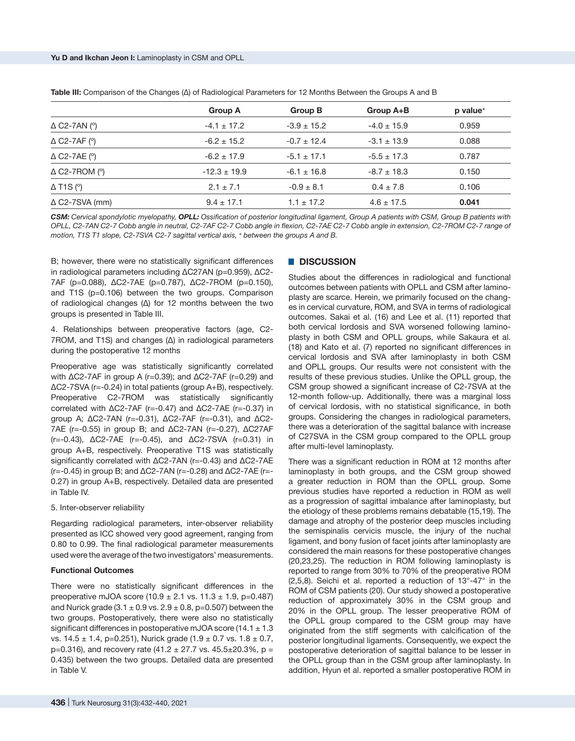**Table III:** Comparison of the Changes (Δ) of Radiological Parameters for 12 Months Between the Groups A and B

| | Group A | Group B | Group A+B | p value⁺ |
|---|---|---|---|---|
| Δ C2-7AN (°) | -4.1 ± 17.2 | -3.9 ± 15.2 | -4.0 ± 15.9 | 0.959 |
| Δ C2-7AF (°) | -6.2 ± 15.2 | -0.7 ± 12.4 | -3.1 ± 13.9 | 0.088 |
| Δ C2-7AE (°) | -6.2 ± 17.9 | -5.1 ± 17.1 | -5.5 ± 17.3 | 0.787 |
| Δ C2-7ROM (°) | -12.3 ± 19.9 | -6.1 ± 16.8 | -8.7 ± 18.3 | 0.150 |
| Δ T1S (°) | 2.1 ± 7.1 | -0.9 ± 8.1 | 0.4 ± 7.8 | 0.106 |
| Δ C2-7SVA (mm) | 9.4 ± 17.1 | 1.1 ± 17.2 | 4.6 ± 17.5 | **0.041** |

***CSM:** Cervical spondylotic myelopathy, **OPLL:** Ossification of posterior longitudinal ligament, Group A patients with CSM, Group B patients with OPLL, C2-7AN C2-7 Cobb angle in neutral, C2-7AF C2-7 Cobb angle in flexion, C2-7AE C2-7 Cobb angle in extension, C2-7ROM C2-7 range of motion, T1S T1 slope, C2-7SVA C2-7 sagittal vertical axis, ⁺ between the groups A and B.*

B; however, there were no statistically significant differences in radiological parameters including ΔC27AN (p=0.959), ΔC2-7AF (p=0.088), ΔC2-7AE (p=0.787), ΔC2-7ROM (p=0.150), and T1S (p=0.106) between the two groups. Comparison of radiological changes (Δ) for 12 months between the two groups is presented in Table III.

4. Relationships between preoperative factors (age, C2-7ROM, and T1S) and changes (Δ) in radiological parameters during the postoperative 12 months

Preoperative age was statistically significantly correlated with ΔC2-7AF in group A (r=0.39); and ΔC2-7AF (r=0.29) and ΔC2-7SVA (r=-0.24) in total patients (group A+B), respectively. Preoperative C2-7ROM was statistically significantly correlated with ΔC2-7AF (r=-0.47) and ΔC2-7AE (r=-0.37) in group A; ΔC2-7AN (r=-0.31), ΔC2-7AF (r=-0.31), and ΔC2-7AE (r=-0.55) in group B; and ΔC2-7AN (r=-0.27), ΔC27AF (r=-0.43), ΔC2-7AE (r=-0.45), and ΔC2-7SVA (r=0.31) in group A+B, respectively. Preoperative T1S was statistically significantly correlated with ΔC2-7AN (r=-0.43) and ΔC2-7AE (r=-0.45) in group B; and ΔC2-7AN (r=-0.28) and ΔC2-7AE (r=-0.27) in group A+B, respectively. Detailed data are presented in Table IV.

5. Inter-observer reliability

Regarding radiological parameters, inter-observer reliability presented as ICC showed very good agreement, ranging from 0.80 to 0.99. The final radiological parameter measurements used were the average of the two investigators' measurements.

### Functional Outcomes

There were no statistically significant differences in the preoperative mJOA score (10.9 ± 2.1 vs. 11.3 ± 1.9, p=0.487) and Nurick grade (3.1 ± 0.9 vs. 2.9 ± 0.8, p=0.507) between the two groups. Postoperatively, there were also no statistically significant differences in postoperative mJOA score (14.1 ± 1.3 vs. 14.5 ± 1.4, p=0.251), Nurick grade (1.9 ± 0.7 vs. 1.8 ± 0.7, p=0.316), and recovery rate (41.2 ± 27.7 vs. 45.5±20.3%, p = 0.435) between the two groups. Detailed data are presented in Table V.

## DISCUSSION

Studies about the differences in radiological and functional outcomes between patients with OPLL and CSM after laminoplasty are scarce. Herein, we primarily focused on the changes in cervical curvature, ROM, and SVA in terms of radiological outcomes. Sakai et al. (16) and Lee et al. (11) reported that both cervical lordosis and SVA worsened following laminoplasty in both CSM and OPLL groups, while Sakaura et al. (18) and Kato et al. (7) reported no significant differences in cervical lordosis and SVA after laminoplasty in both CSM and OPLL groups. Our results were not consistent with the results of these previous studies. Unlike the OPLL group, the CSM group showed a significant increase of C2-7SVA at the 12-month follow-up. Additionally, there was a marginal loss of cervical lordosis, with no statistical significance, in both groups. Considering the changes in radiological parameters, there was a deterioration of the sagittal balance with increase of C27SVA in the CSM group compared to the OPLL group after multi-level laminoplasty.

There was a significant reduction in ROM at 12 months after laminoplasty in both groups, and the CSM group showed a greater reduction in ROM than the OPLL group. Some previous studies have reported a reduction in ROM as well as a progression of sagittal imbalance after laminoplasty, but the etiology of these problems remains debatable (15,19). The damage and atrophy of the posterior deep muscles including the semispinalis cervicis muscle, the injury of the nuchal ligament, and bony fusion of facet joints after laminoplasty are considered the main reasons for these postoperative changes (20,23,25). The reduction in ROM following laminoplasty is reported to range from 30% to 70% of the preoperative ROM (2,5,8). Seichi et al. reported a reduction of 13°-47° in the ROM of CSM patients (20). Our study showed a postoperative reduction of approximately 30% in the CSM group and 20% in the OPLL group. The lesser preoperative ROM of the OPLL group compared to the CSM group may have originated from the stiff segments with calcification of the posterior longitudinal ligaments. Consequently, we expect the postoperative deterioration of sagittal balance to be lesser in the OPLL group than in the CSM group after laminoplasty. In addition, Hyun et al. reported a smaller postoperative ROM in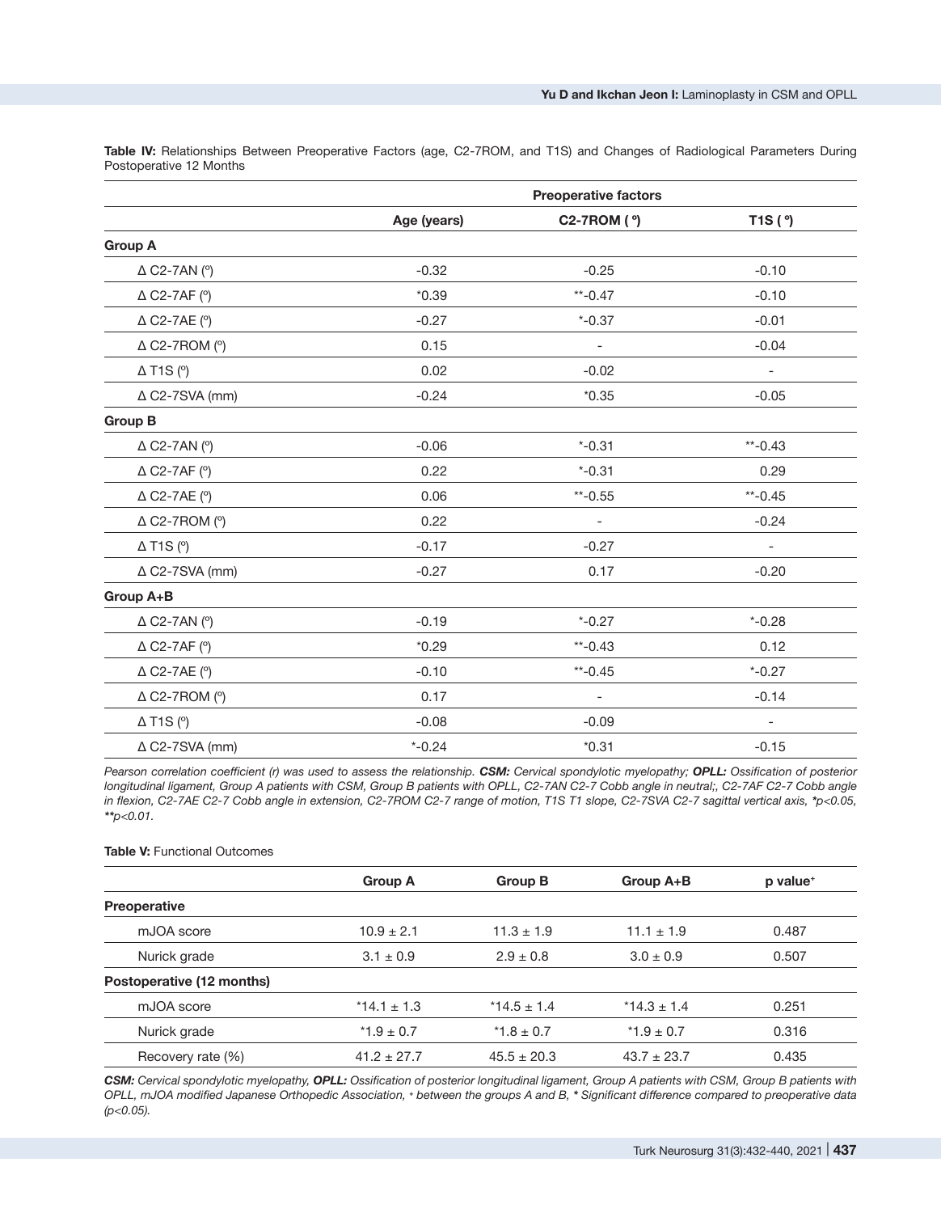**Table IV:** Relationships Between Preoperative Factors (age, C2-7ROM, and T1S) and Changes of Radiological Parameters During Postoperative 12 Months

| | Preoperative factors | | |
|---|---|---|---|
| | Age (years) | C2-7ROM (°) | T1S (°) |
| **Group A** | | | |
| Δ C2-7AN (°) | -0.32 | -0.25 | -0.10 |
| Δ C2-7AF (°) | *0.39 | **-0.47 | -0.10 |
| Δ C2-7AE (°) | -0.27 | *-0.37 | -0.01 |
| Δ C2-7ROM (°) | 0.15 | - | -0.04 |
| Δ T1S (°) | 0.02 | -0.02 | - |
| Δ C2-7SVA (mm) | -0.24 | *0.35 | -0.05 |
| **Group B** | | | |
| Δ C2-7AN (°) | -0.06 | *-0.31 | **-0.43 |
| Δ C2-7AF (°) | 0.22 | *-0.31 | 0.29 |
| Δ C2-7AE (°) | 0.06 | **-0.55 | **-0.45 |
| Δ C2-7ROM (°) | 0.22 | - | -0.24 |
| Δ T1S (°) | -0.17 | -0.27 | - |
| Δ C2-7SVA (mm) | -0.27 | 0.17 | -0.20 |
| **Group A+B** | | | |
| Δ C2-7AN (°) | -0.19 | *-0.27 | *-0.28 |
| Δ C2-7AF (°) | *0.29 | **-0.43 | 0.12 |
| Δ C2-7AE (°) | -0.10 | **-0.45 | *-0.27 |
| Δ C2-7ROM (°) | 0.17 | - | -0.14 |
| Δ T1S (°) | -0.08 | -0.09 | - |
| Δ C2-7SVA (mm) | *-0.24 | *0.31 | -0.15 |

*Pearson correlation coefficient (r) was used to assess the relationship.* ***CSM:*** *Cervical spondylotic myelopathy;* ***OPLL:*** *Ossification of posterior longitudinal ligament, Group A patients with CSM, Group B patients with OPLL, C2-7AN C2-7 Cobb angle in neutral;, C2-7AF C2-7 Cobb angle in flexion, C2-7AE C2-7 Cobb angle in extension, C2-7ROM C2-7 range of motion, T1S T1 slope, C2-7SVA C2-7 sagittal vertical axis, *$p<0.05$, **$p<0.01$.*

**Table V:** Functional Outcomes

| | Group A | Group B | Group A+B | p value[+] |
|---|---|---|---|---|
| **Preoperative** | | | | |
| mJOA score | 10.9 ± 2.1 | 11.3 ± 1.9 | 11.1 ± 1.9 | 0.487 |
| Nurick grade | 3.1 ± 0.9 | 2.9 ± 0.8 | 3.0 ± 0.9 | 0.507 |
| **Postoperative (12 months)** | | | | |
| mJOA score | *14.1 ± 1.3 | *14.5 ± 1.4 | *14.3 ± 1.4 | 0.251 |
| Nurick grade | *1.9 ± 0.7 | *1.8 ± 0.7 | *1.9 ± 0.7 | 0.316 |
| Recovery rate (%) | 41.2 ± 27.7 | 45.5 ± 20.3 | 43.7 ± 23.7 | 0.435 |

***CSM:*** *Cervical spondylotic myelopathy,* ***OPLL:*** *Ossification of posterior longitudinal ligament, Group A patients with CSM, Group B patients with OPLL, mJOA modified Japanese Orthopedic Association, + between the groups A and B, * Significant difference compared to preoperative data ($p<0.05$).*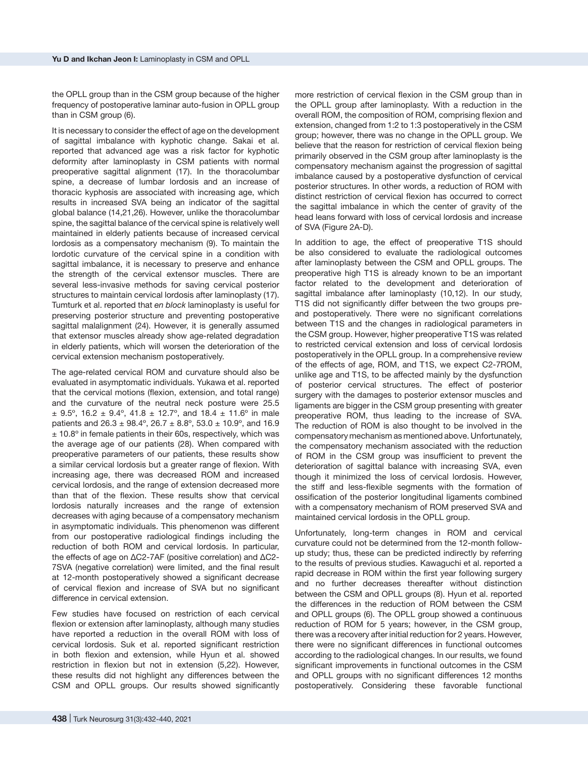the OPLL group than in the CSM group because of the higher frequency of postoperative laminar auto-fusion in OPLL group than in CSM group (6).

It is necessary to consider the effect of age on the development of sagittal imbalance with kyphotic change. Sakai et al. reported that advanced age was a risk factor for kyphotic deformity after laminoplasty in CSM patients with normal preoperative sagittal alignment (17). In the thoracolumbar spine, a decrease of lumbar lordosis and an increase of thoracic kyphosis are associated with increasing age, which results in increased SVA being an indicator of the sagittal global balance (14,21,26). However, unlike the thoracolumbar spine, the sagittal balance of the cervical spine is relatively well maintained in elderly patients because of increased cervical lordosis as a compensatory mechanism (9). To maintain the lordotic curvature of the cervical spine in a condition with sagittal imbalance, it is necessary to preserve and enhance the strength of the cervical extensor muscles. There are several less-invasive methods for saving cervical posterior structures to maintain cervical lordosis after laminoplasty (17). Tumturk et al. reported that *en block* laminoplasty is useful for preserving posterior structure and preventing postoperative sagittal malalignment (24). However, it is generally assumed that extensor muscles already show age-related degradation in elderly patients, which will worsen the deterioration of the cervical extension mechanism postoperatively.

The age-related cervical ROM and curvature should also be evaluated in asymptomatic individuals. Yukawa et al. reported that the cervical motions (flexion, extension, and total range) and the curvature of the neutral neck posture were 25.5 ± 9.5º, 16.2 ± 9.4º, 41.8 ± 12.7º, and 18.4 ± 11.6º in male patients and 26.3 ± 98.4º, 26.7 ± 8.8º, 53.0 ± 10.9º, and 16.9 ± 10.8º in female patients in their 60s, respectively, which was the average age of our patients (28). When compared with preoperative parameters of our patients, these results show a similar cervical lordosis but a greater range of flexion. With increasing age, there was decreased ROM and increased cervical lordosis, and the range of extension decreased more than that of the flexion. These results show that cervical lordosis naturally increases and the range of extension decreases with aging because of a compensatory mechanism in asymptomatic individuals. This phenomenon was different from our postoperative radiological findings including the reduction of both ROM and cervical lordosis. In particular, the effects of age on ΔC2-7AF (positive correlation) and ΔC2-7SVA (negative correlation) were limited, and the final result at 12-month postoperatively showed a significant decrease of cervical flexion and increase of SVA but no significant difference in cervical extension.

Few studies have focused on restriction of each cervical flexion or extension after laminoplasty, although many studies have reported a reduction in the overall ROM with loss of cervical lordosis. Suk et al. reported significant restriction in both flexion and extension, while Hyun et al. showed restriction in flexion but not in extension (5,22). However, these results did not highlight any differences between the CSM and OPLL groups. Our results showed significantly more restriction of cervical flexion in the CSM group than in the OPLL group after laminoplasty. With a reduction in the overall ROM, the composition of ROM, comprising flexion and extension, changed from 1:2 to 1:3 postoperatively in the CSM group; however, there was no change in the OPLL group. We believe that the reason for restriction of cervical flexion being primarily observed in the CSM group after laminoplasty is the compensatory mechanism against the progression of sagittal imbalance caused by a postoperative dysfunction of cervical posterior structures. In other words, a reduction of ROM with distinct restriction of cervical flexion has occurred to correct the sagittal imbalance in which the center of gravity of the head leans forward with loss of cervical lordosis and increase of SVA (Figure 2A-D).

In addition to age, the effect of preoperative T1S should be also considered to evaluate the radiological outcomes after laminoplasty between the CSM and OPLL groups. The preoperative high T1S is already known to be an important factor related to the development and deterioration of sagittal imbalance after laminoplasty (10,12). In our study, T1S did not significantly differ between the two groups pre- and postoperatively. There were no significant correlations between T1S and the changes in radiological parameters in the CSM group. However, higher preoperative T1S was related to restricted cervical extension and loss of cervical lordosis postoperatively in the OPLL group. In a comprehensive review of the effects of age, ROM, and T1S, we expect C2-7ROM, unlike age and T1S, to be affected mainly by the dysfunction of posterior cervical structures. The effect of posterior surgery with the damages to posterior extensor muscles and ligaments are bigger in the CSM group presenting with greater preoperative ROM, thus leading to the increase of SVA. The reduction of ROM is also thought to be involved in the compensatory mechanism as mentioned above. Unfortunately, the compensatory mechanism associated with the reduction of ROM in the CSM group was insufficient to prevent the deterioration of sagittal balance with increasing SVA, even though it minimized the loss of cervical lordosis. However, the stiff and less-flexible segments with the formation of ossification of the posterior longitudinal ligaments combined with a compensatory mechanism of ROM preserved SVA and maintained cervical lordosis in the OPLL group.

Unfortunately, long-term changes in ROM and cervical curvature could not be determined from the 12-month follow-up study; thus, these can be predicted indirectly by referring to the results of previous studies. Kawaguchi et al. reported a rapid decrease in ROM within the first year following surgery and no further decreases thereafter without distinction between the CSM and OPLL groups (8). Hyun et al. reported the differences in the reduction of ROM between the CSM and OPLL groups (6). The OPLL group showed a continuous reduction of ROM for 5 years; however, in the CSM group, there was a recovery after initial reduction for 2 years. However, there were no significant differences in functional outcomes according to the radiological changes. In our results, we found significant improvements in functional outcomes in the CSM and OPLL groups with no significant differences 12 months postoperatively. Considering these favorable functional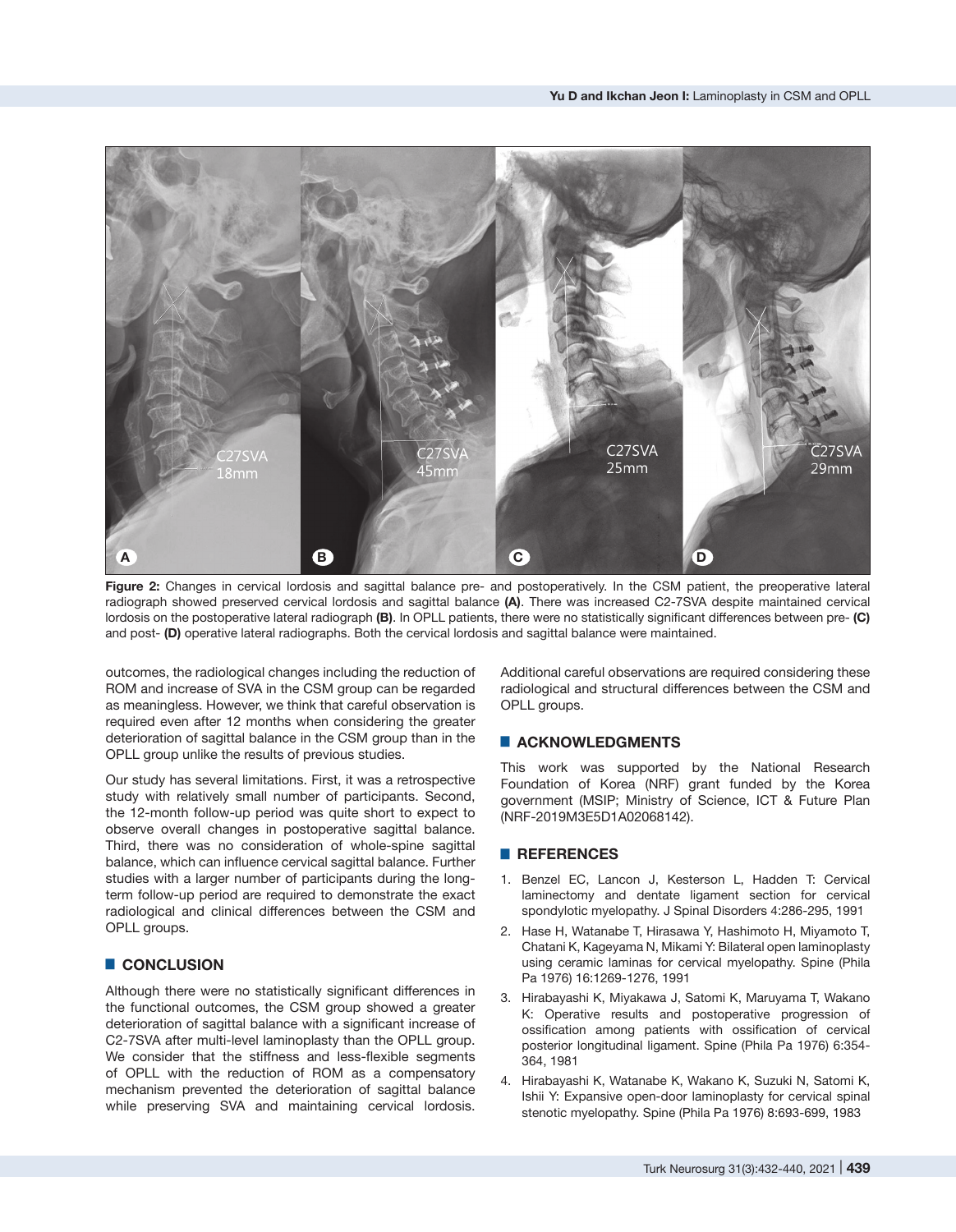**Figure 2:** Changes in cervical lordosis and sagittal balance pre- and postoperatively. In the CSM patient, the preoperative lateral radiograph showed preserved cervical lordosis and sagittal balance **(A)**. There was increased C2-7SVA despite maintained cervical lordosis on the postoperative lateral radiograph **(B)**. In OPLL patients, there were no statistically significant differences between pre- **(C)** and post- **(D)** operative lateral radiographs. Both the cervical lordosis and sagittal balance were maintained.

outcomes, the radiological changes including the reduction of ROM and increase of SVA in the CSM group can be regarded as meaningless. However, we think that careful observation is required even after 12 months when considering the greater deterioration of sagittal balance in the CSM group than in the OPLL group unlike the results of previous studies.

Our study has several limitations. First, it was a retrospective study with relatively small number of participants. Second, the 12-month follow-up period was quite short to expect to observe overall changes in postoperative sagittal balance. Third, there was no consideration of whole-spine sagittal balance, which can influence cervical sagittal balance. Further studies with a larger number of participants during the long-term follow-up period are required to demonstrate the exact radiological and clinical differences between the CSM and OPLL groups.

## CONCLUSION

Although there were no statistically significant differences in the functional outcomes, the CSM group showed a greater deterioration of sagittal balance with a significant increase of C2-7SVA after multi-level laminoplasty than the OPLL group. We consider that the stiffness and less-flexible segments of OPLL with the reduction of ROM as a compensatory mechanism prevented the deterioration of sagittal balance while preserving SVA and maintaining cervical lordosis. Additional careful observations are required considering these radiological and structural differences between the CSM and OPLL groups.

## ACKNOWLEDGMENTS

This work was supported by the National Research Foundation of Korea (NRF) grant funded by the Korea government (MSIP; Ministry of Science, ICT & Future Plan (NRF-2019M3E5D1A02068142).

## REFERENCES

1. Benzel EC, Lancon J, Kesterson L, Hadden T: Cervical laminectomy and dentate ligament section for cervical spondylotic myelopathy. J Spinal Disorders 4:286-295, 1991
2. Hase H, Watanabe T, Hirasawa Y, Hashimoto H, Miyamoto T, Chatani K, Kageyama N, Mikami Y: Bilateral open laminoplasty using ceramic laminas for cervical myelopathy. Spine (Phila Pa 1976) 16:1269-1276, 1991
3. Hirabayashi K, Miyakawa J, Satomi K, Maruyama T, Wakano K: Operative results and postoperative progression of ossification among patients with ossification of cervical posterior longitudinal ligament. Spine (Phila Pa 1976) 6:354-364, 1981
4. Hirabayashi K, Watanabe K, Wakano K, Suzuki N, Satomi K, Ishii Y: Expansive open-door laminoplasty for cervical spinal stenotic myelopathy. Spine (Phila Pa 1976) 8:693-699, 1983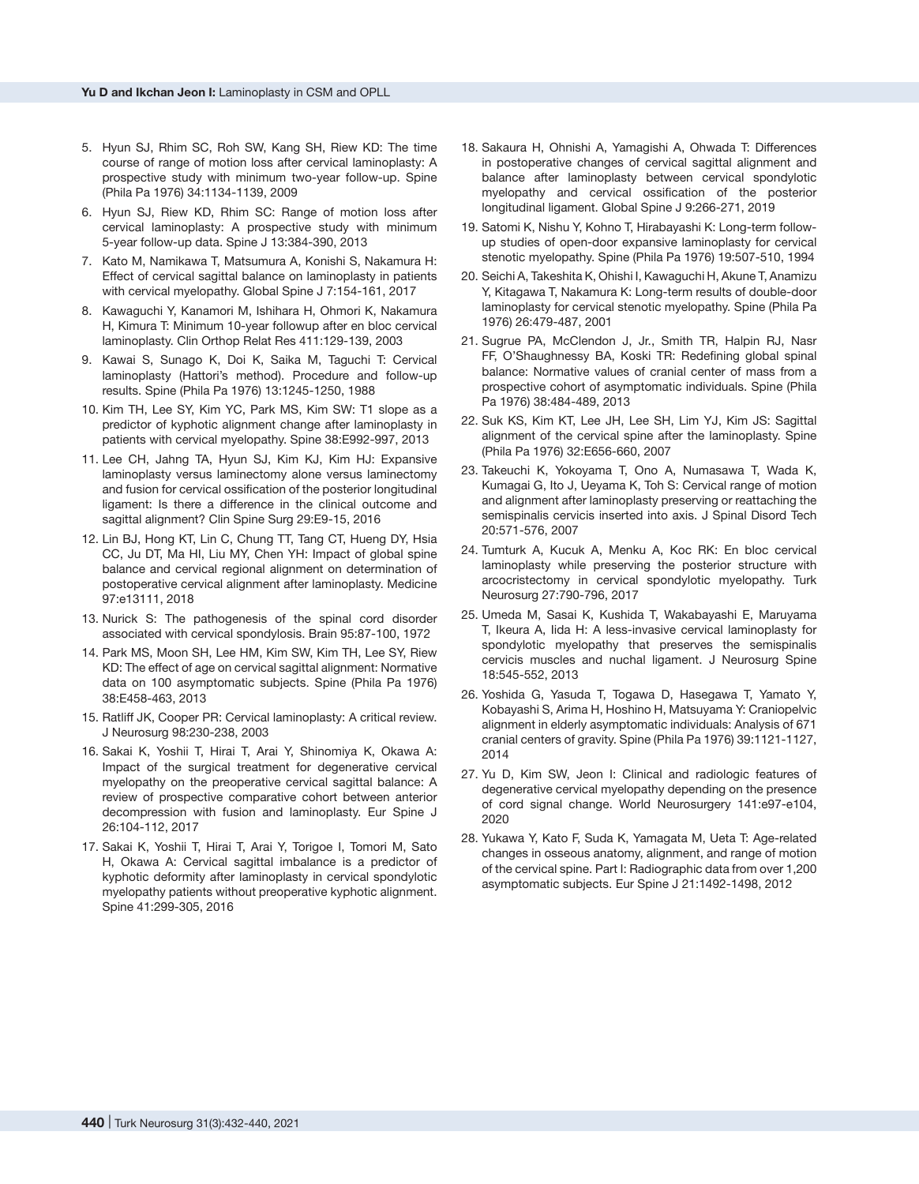5. Hyun SJ, Rhim SC, Roh SW, Kang SH, Riew KD: The time course of range of motion loss after cervical laminoplasty: A prospective study with minimum two-year follow-up. Spine (Phila Pa 1976) 34:1134-1139, 2009
6. Hyun SJ, Riew KD, Rhim SC: Range of motion loss after cervical laminoplasty: A prospective study with minimum 5-year follow-up data. Spine J 13:384-390, 2013
7. Kato M, Namikawa T, Matsumura A, Konishi S, Nakamura H: Effect of cervical sagittal balance on laminoplasty in patients with cervical myelopathy. Global Spine J 7:154-161, 2017
8. Kawaguchi Y, Kanamori M, Ishihara H, Ohmori K, Nakamura H, Kimura T: Minimum 10-year followup after en bloc cervical laminoplasty. Clin Orthop Relat Res 411:129-139, 2003
9. Kawai S, Sunago K, Doi K, Saika M, Taguchi T: Cervical laminoplasty (Hattori's method). Procedure and follow-up results. Spine (Phila Pa 1976) 13:1245-1250, 1988
10. Kim TH, Lee SY, Kim YC, Park MS, Kim SW: T1 slope as a predictor of kyphotic alignment change after laminoplasty in patients with cervical myelopathy. Spine 38:E992-997, 2013
11. Lee CH, Jahng TA, Hyun SJ, Kim KJ, Kim HJ: Expansive laminoplasty versus laminectomy alone versus laminectomy and fusion for cervical ossification of the posterior longitudinal ligament: Is there a difference in the clinical outcome and sagittal alignment? Clin Spine Surg 29:E9-15, 2016
12. Lin BJ, Hong KT, Lin C, Chung TT, Tang CT, Hueng DY, Hsia CC, Ju DT, Ma HI, Liu MY, Chen YH: Impact of global spine balance and cervical regional alignment on determination of postoperative cervical alignment after laminoplasty. Medicine 97:e13111, 2018
13. Nurick S: The pathogenesis of the spinal cord disorder associated with cervical spondylosis. Brain 95:87-100, 1972
14. Park MS, Moon SH, Lee HM, Kim SW, Kim TH, Lee SY, Riew KD: The effect of age on cervical sagittal alignment: Normative data on 100 asymptomatic subjects. Spine (Phila Pa 1976) 38:E458-463, 2013
15. Ratliff JK, Cooper PR: Cervical laminoplasty: A critical review. J Neurosurg 98:230-238, 2003
16. Sakai K, Yoshii T, Hirai T, Arai Y, Shinomiya K, Okawa A: Impact of the surgical treatment for degenerative cervical myelopathy on the preoperative cervical sagittal balance: A review of prospective comparative cohort between anterior decompression with fusion and laminoplasty. Eur Spine J 26:104-112, 2017
17. Sakai K, Yoshii T, Hirai T, Arai Y, Torigoe I, Tomori M, Sato H, Okawa A: Cervical sagittal imbalance is a predictor of kyphotic deformity after laminoplasty in cervical spondylotic myelopathy patients without preoperative kyphotic alignment. Spine 41:299-305, 2016
18. Sakaura H, Ohnishi A, Yamagishi A, Ohwada T: Differences in postoperative changes of cervical sagittal alignment and balance after laminoplasty between cervical spondylotic myelopathy and cervical ossification of the posterior longitudinal ligament. Global Spine J 9:266-271, 2019
19. Satomi K, Nishu Y, Kohno T, Hirabayashi K: Long-term follow-up studies of open-door expansive laminoplasty for cervical stenotic myelopathy. Spine (Phila Pa 1976) 19:507-510, 1994
20. Seichi A, Takeshita K, Ohishi I, Kawaguchi H, Akune T, Anamizu Y, Kitagawa T, Nakamura K: Long-term results of double-door laminoplasty for cervical stenotic myelopathy. Spine (Phila Pa 1976) 26:479-487, 2001
21. Sugrue PA, McClendon J, Jr., Smith TR, Halpin RJ, Nasr FF, O'Shaughnessy BA, Koski TR: Redefining global spinal balance: Normative values of cranial center of mass from a prospective cohort of asymptomatic individuals. Spine (Phila Pa 1976) 38:484-489, 2013
22. Suk KS, Kim KT, Lee JH, Lee SH, Lim YJ, Kim JS: Sagittal alignment of the cervical spine after the laminoplasty. Spine (Phila Pa 1976) 32:E656-660, 2007
23. Takeuchi K, Yokoyama T, Ono A, Numasawa T, Wada K, Kumagai G, Ito J, Ueyama K, Toh S: Cervical range of motion and alignment after laminoplasty preserving or reattaching the semispinalis cervicis inserted into axis. J Spinal Disord Tech 20:571-576, 2007
24. Tumturk A, Kucuk A, Menku A, Koc RK: En bloc cervical laminoplasty while preserving the posterior structure with arcocristectomy in cervical spondylotic myelopathy. Turk Neurosurg 27:790-796, 2017
25. Umeda M, Sasai K, Kushida T, Wakabayashi E, Maruyama T, Ikeura A, Iida H: A less-invasive cervical laminoplasty for spondylotic myelopathy that preserves the semispinalis cervicis muscles and nuchal ligament. J Neurosurg Spine 18:545-552, 2013
26. Yoshida G, Yasuda T, Togawa D, Hasegawa T, Yamato Y, Kobayashi S, Arima H, Hoshino H, Matsuyama Y: Craniopelvic alignment in elderly asymptomatic individuals: Analysis of 671 cranial centers of gravity. Spine (Phila Pa 1976) 39:1121-1127, 2014
27. Yu D, Kim SW, Jeon I: Clinical and radiologic features of degenerative cervical myelopathy depending on the presence of cord signal change. World Neurosurgery 141:e97-e104, 2020
28. Yukawa Y, Kato F, Suda K, Yamagata M, Ueta T: Age-related changes in osseous anatomy, alignment, and range of motion of the cervical spine. Part I: Radiographic data from over 1,200 asymptomatic subjects. Eur Spine J 21:1492-1498, 2012